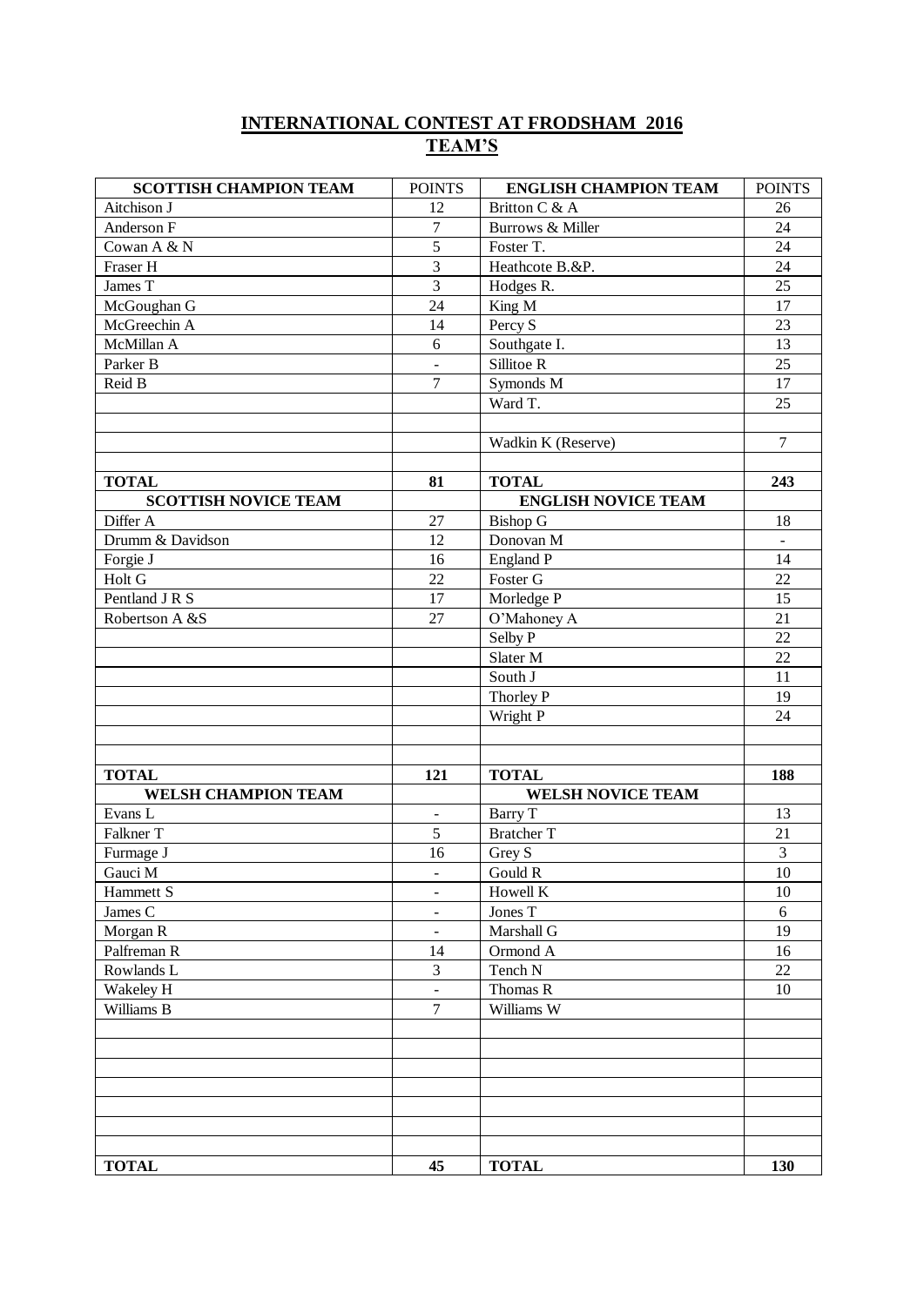## INTERNATIONAL CONTEST AT FRODSHAM 2016
## TEAM'S

| SCOTTISH CHAMPION TEAM | POINTS | ENGLISH CHAMPION TEAM | POINTS |
|---|---|---|---|
| Aitchison J | 12 | Britton C & A | 26 |
| Anderson F | 7 | Burrows & Miller | 24 |
| Cowan A & N | 5 | Foster T. | 24 |
| Fraser H | 3 | Heathcote B.&P. | 24 |
| James T | 3 | Hodges R. | 25 |
| McGoughan G | 24 | King M | 17 |
| McGreechin A | 14 | Percy S | 23 |
| McMillan A | 6 | Southgate I. | 13 |
| Parker B | - | Sillitoe R | 25 |
| Reid B | 7 | Symonds M | 17 |
| | | Ward T. | 25 |
| | | | |
| | | Wadkin K (Reserve) | 7 |
| | | | |
| **TOTAL** | **81** | **TOTAL** | **243** |
| **SCOTTISH NOVICE TEAM** | | **ENGLISH NOVICE TEAM** | |
| Differ A | 27 | Bishop G | 18 |
| Drumm & Davidson | 12 | Donovan M | - |
| Forgie J | 16 | England P | 14 |
| Holt G | 22 | Foster G | 22 |
| Pentland J R S | 17 | Morledge P | 15 |
| Robertson A &S | 27 | O'Mahoney A | 21 |
| | | Selby P | 22 |
| | | Slater M | 22 |
| | | South J | 11 |
| | | Thorley P | 19 |
| | | Wright P | 24 |
| | | | |
| | | | |
| **TOTAL** | **121** | **TOTAL** | **188** |
| **WELSH CHAMPION TEAM** | | **WELSH NOVICE TEAM** | |
| Evans L | - | Barry T | 13 |
| Falkner T | 5 | Bratcher T | 21 |
| Furmage J | 16 | Grey S | 3 |
| Gauci M | - | Gould R | 10 |
| Hammett S | - | Howell K | 10 |
| James C | - | Jones T | 6 |
| Morgan R | - | Marshall G | 19 |
| Palfreman R | 14 | Ormond A | 16 |
| Rowlands L | 3 | Tench N | 22 |
| Wakeley H | - | Thomas R | 10 |
| Williams B | 7 | Williams W | |
| | | | |
| | | | |
| | | | |
| | | | |
| | | | |
| | | | |
| | | | |
| **TOTAL** | **45** | **TOTAL** | **130** |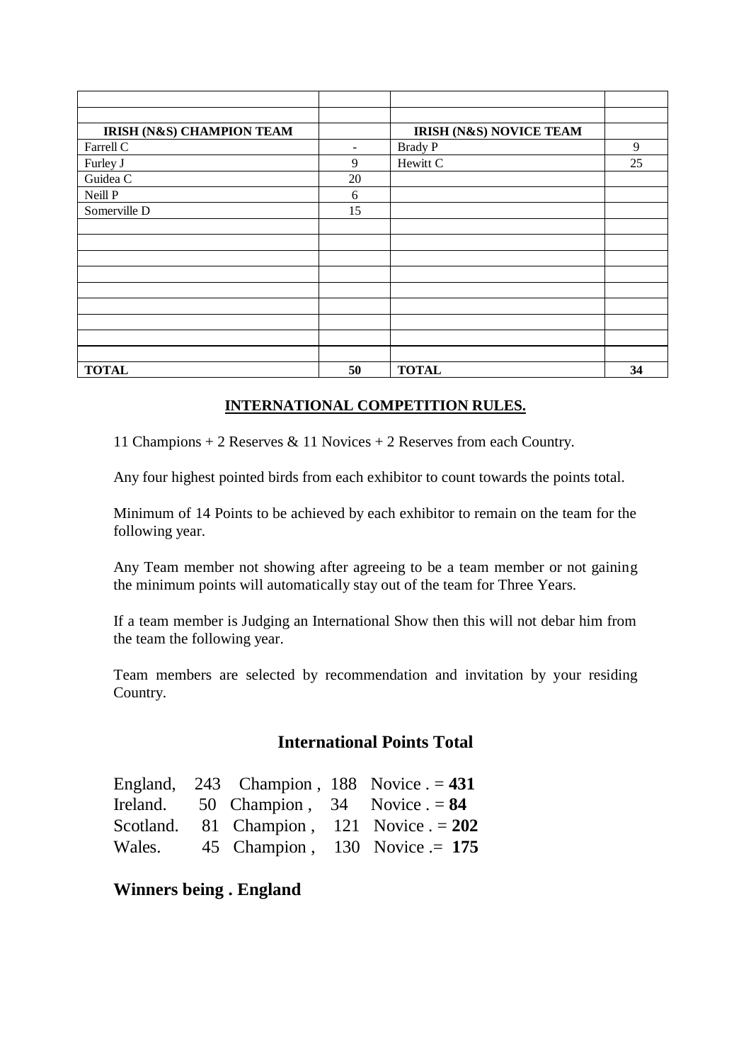| | | | |
|---|---|---|---|
| | | | |
| | | | |
| **IRISH (N&S) CHAMPION TEAM** | | **IRISH (N&S) NOVICE TEAM** | |
| Farrell C | - | Brady P | 9 |
| Furley J | 9 | Hewitt C | 25 |
| Guidea C | 20 | | |
| Neill P | 6 | | |
| Somerville D | 15 | | |
| | | | |
| | | | |
| | | | |
| | | | |
| | | | |
| | | | |
| | | | |
| | | | |
| | | | |
| **TOTAL** | **50** | **TOTAL** | **34** |

## INTERNATIONAL COMPETITION RULES.

11 Champions + 2 Reserves & 11 Novices + 2 Reserves from each Country.

Any four highest pointed birds from each exhibitor to count towards the points total.

Minimum of 14 Points to be achieved by each exhibitor to remain on the team for the following year.

Any Team member not showing after agreeing to be a team member or not gaining the minimum points will automatically stay out of the team for Three Years.

If a team member is Judging an International Show then this will not debar him from the team the following year.

Team members are selected by recommendation and invitation by your residing Country.

## International Points Total

England, 243 Champion , 188 Novice . = **431**
Ireland. 50 Champion , 34 Novice . = **84**
Scotland. 81 Champion , 121 Novice . = **202**
Wales. 45 Champion , 130 Novice .= **175**

## Winners being . England